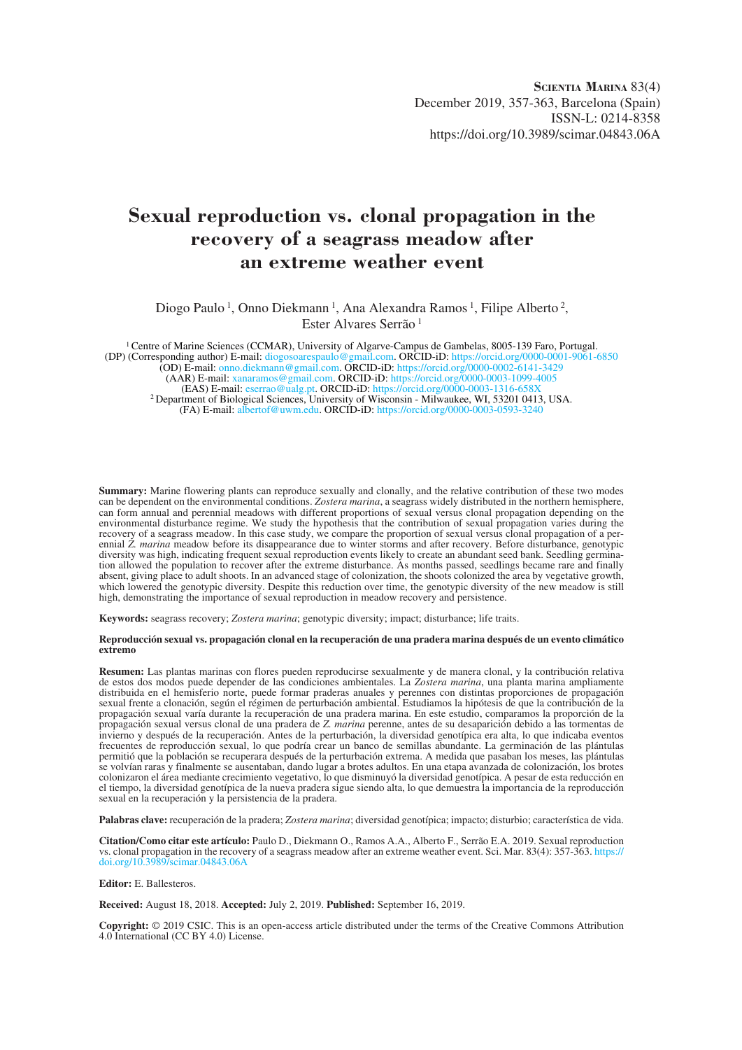**Scientia Marina** 83(4)
December 2019, 357-363, Barcelona (Spain)
ISSN-L: 0214-8358
https://doi.org/10.3989/scimar.04843.06A

# Sexual reproduction vs. clonal propagation in the recovery of a seagrass meadow after an extreme weather event

Diogo Paulo [1], Onno Diekmann [1], Ana Alexandra Ramos [1], Filipe Alberto [2], Ester Alvares Serrão [1]

[1] Centre of Marine Sciences (CCMAR), University of Algarve-Campus de Gambelas, 8005-139 Faro, Portugal.
(DP) (Corresponding author) E-mail: diogosoarespaulo@gmail.com. ORCID-iD: https://orcid.org/0000-0001-9061-6850
(OD) E-mail: onno.diekmann@gmail.com. ORCID-iD: https://orcid.org/0000-0002-6141-3429
(AAR) E-mail: xanaramos@gmail.com. ORCID-iD: https://orcid.org/0000-0003-1099-4005
(EAS) E-mail: eserrao@ualg.pt. ORCID-iD: https://orcid.org/0000-0003-1316-658X
[2] Department of Biological Sciences, University of Wisconsin - Milwaukee, WI, 53201 0413, USA.
(FA) E-mail: albertof@uwm.edu. ORCID-iD: https://orcid.org/0000-0003-0593-3240

**Summary:** Marine flowering plants can reproduce sexually and clonally, and the relative contribution of these two modes can be dependent on the environmental conditions. *Zostera marina*, a seagrass widely distributed in the northern hemisphere, can form annual and perennial meadows with different proportions of sexual versus clonal propagation depending on the environmental disturbance regime. We study the hypothesis that the contribution of sexual propagation varies during the recovery of a seagrass meadow. In this case study, we compare the proportion of sexual versus clonal propagation of a perennial *Z. marina* meadow before its disappearance due to winter storms and after recovery. Before disturbance, genotypic diversity was high, indicating frequent sexual reproduction events likely to create an abundant seed bank. Seedling germination allowed the population to recover after the extreme disturbance. As months passed, seedlings became rare and finally absent, giving place to adult shoots. In an advanced stage of colonization, the shoots colonized the area by vegetative growth, which lowered the genotypic diversity. Despite this reduction over time, the genotypic diversity of the new meadow is still high, demonstrating the importance of sexual reproduction in meadow recovery and persistence.

**Keywords:** seagrass recovery; *Zostera marina*; genotypic diversity; impact; disturbance; life traits.

**Reproducción sexual vs. propagación clonal en la recuperación de una pradera marina después de un evento climático extremo**

**Resumen:** Las plantas marinas con flores pueden reproducirse sexualmente y de manera clonal, y la contribución relativa de estos dos modos puede depender de las condiciones ambientales. La *Zostera marina*, una planta marina ampliamente distribuida en el hemisferio norte, puede formar praderas anuales y perennes con distintas proporciones de propagación sexual frente a clonación, según el régimen de perturbación ambiental. Estudiamos la hipótesis de que la contribución de la propagación sexual varía durante la recuperación de una pradera marina. En este estudio, comparamos la proporción de la propagación sexual versus clonal de una pradera de *Z. marina* perenne, antes de su desaparición debido a las tormentas de invierno y después de la recuperación. Antes de la perturbación, la diversidad genotípica era alta, lo que indicaba eventos frecuentes de reproducción sexual, lo que podría crear un banco de semillas abundante. La germinación de las plántulas permitió que la población se recuperara después de la perturbación extrema. A medida que pasaban los meses, las plántulas se volvían raras y finalmente se ausentaban, dando lugar a brotes adultos. En una etapa avanzada de colonización, los brotes colonizaron el área mediante crecimiento vegetativo, lo que disminuyó la diversidad genotípica. A pesar de esta reducción en el tiempo, la diversidad genotípica de la nueva pradera sigue siendo alta, lo que demuestra la importancia de la reproducción sexual en la recuperación y la persistencia de la pradera.

**Palabras clave:** recuperación de la pradera; *Zostera marina*; diversidad genotípica; impacto; disturbio; característica de vida.

**Citation/Como citar este artículo:** Paulo D., Diekmann O., Ramos A.A., Alberto F., Serrão E.A. 2019. Sexual reproduction vs. clonal propagation in the recovery of a seagrass meadow after an extreme weather event. Sci. Mar. 83(4): 357-363. https://doi.org/10.3989/scimar.04843.06A

**Editor:** E. Ballesteros.

**Received:** August 18, 2018. **Accepted:** July 2, 2019. **Published:** September 16, 2019.

**Copyright:** © 2019 CSIC. This is an open-access article distributed under the terms of the Creative Commons Attribution 4.0 International (CC BY 4.0) License.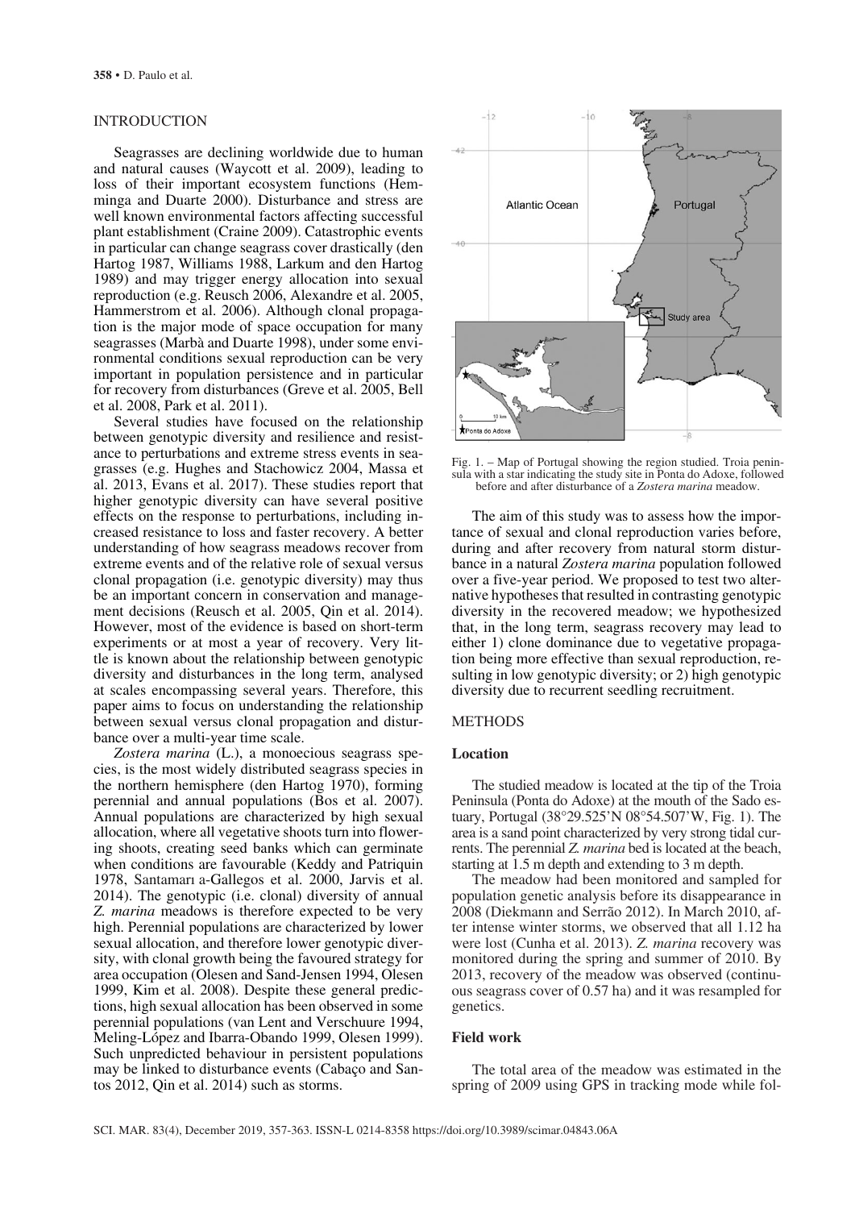## INTRODUCTION

Seagrasses are declining worldwide due to human and natural causes (Waycott et al. 2009), leading to loss of their important ecosystem functions (Hemminga and Duarte 2000). Disturbance and stress are well known environmental factors affecting successful plant establishment (Craine 2009). Catastrophic events in particular can change seagrass cover drastically (den Hartog 1987, Williams 1988, Larkum and den Hartog 1989) and may trigger energy allocation into sexual reproduction (e.g. Reusch 2006, Alexandre et al. 2005, Hammerstrom et al. 2006). Although clonal propagation is the major mode of space occupation for many seagrasses (Marbà and Duarte 1998), under some environmental conditions sexual reproduction can be very important in population persistence and in particular for recovery from disturbances (Greve et al. 2005, Bell et al. 2008, Park et al. 2011).

Several studies have focused on the relationship between genotypic diversity and resilience and resistance to perturbations and extreme stress events in seagrasses (e.g. Hughes and Stachowicz 2004, Massa et al. 2013, Evans et al. 2017). These studies report that higher genotypic diversity can have several positive effects on the response to perturbations, including increased resistance to loss and faster recovery. A better understanding of how seagrass meadows recover from extreme events and of the relative role of sexual versus clonal propagation (i.e. genotypic diversity) may thus be an important concern in conservation and management decisions (Reusch et al. 2005, Qin et al. 2014). However, most of the evidence is based on short-term experiments or at most a year of recovery. Very little is known about the relationship between genotypic diversity and disturbances in the long term, analysed at scales encompassing several years. Therefore, this paper aims to focus on understanding the relationship between sexual versus clonal propagation and disturbance over a multi-year time scale.

*Zostera marina* (L.), a monoecious seagrass species, is the most widely distributed seagrass species in the northern hemisphere (den Hartog 1970), forming perennial and annual populations (Bos et al. 2007). Annual populations are characterized by high sexual allocation, where all vegetative shoots turn into flowering shoots, creating seed banks which can germinate when conditions are favourable (Keddy and Patriquin 1978, Santamarı a-Gallegos et al. 2000, Jarvis et al. 2014). The genotypic (i.e. clonal) diversity of annual *Z. marina* meadows is therefore expected to be very high. Perennial populations are characterized by lower sexual allocation, and therefore lower genotypic diversity, with clonal growth being the favoured strategy for area occupation (Olesen and Sand-Jensen 1994, Olesen 1999, Kim et al. 2008). Despite these general predictions, high sexual allocation has been observed in some perennial populations (van Lent and Verschuure 1994, Meling-López and Ibarra-Obando 1999, Olesen 1999). Such unpredicted behaviour in persistent populations may be linked to disturbance events (Cabaço and Santos 2012, Qin et al. 2014) such as storms.

Fig. 1. – Map of Portugal showing the region studied. Troia peninsula with a star indicating the study site in Ponta do Adoxe, followed before and after disturbance of a *Zostera marina* meadow.

The aim of this study was to assess how the importance of sexual and clonal reproduction varies before, during and after recovery from natural storm disturbance in a natural *Zostera marina* population followed over a five-year period. We proposed to test two alternative hypotheses that resulted in contrasting genotypic diversity in the recovered meadow; we hypothesized that, in the long term, seagrass recovery may lead to either 1) clone dominance due to vegetative propagation being more effective than sexual reproduction, resulting in low genotypic diversity; or 2) high genotypic diversity due to recurrent seedling recruitment.

## METHODS

### Location

The studied meadow is located at the tip of the Troia Peninsula (Ponta do Adoxe) at the mouth of the Sado estuary, Portugal (38°29.525'N 08°54.507'W, Fig. 1). The area is a sand point characterized by very strong tidal currents. The perennial *Z. marina* bed is located at the beach, starting at 1.5 m depth and extending to 3 m depth.

The meadow had been monitored and sampled for population genetic analysis before its disappearance in 2008 (Diekmann and Serrão 2012). In March 2010, after intense winter storms, we observed that all 1.12 ha were lost (Cunha et al. 2013). *Z. marina* recovery was monitored during the spring and summer of 2010. By 2013, recovery of the meadow was observed (continuous seagrass cover of 0.57 ha) and it was resampled for genetics.

### Field work

The total area of the meadow was estimated in the spring of 2009 using GPS in tracking mode while fol-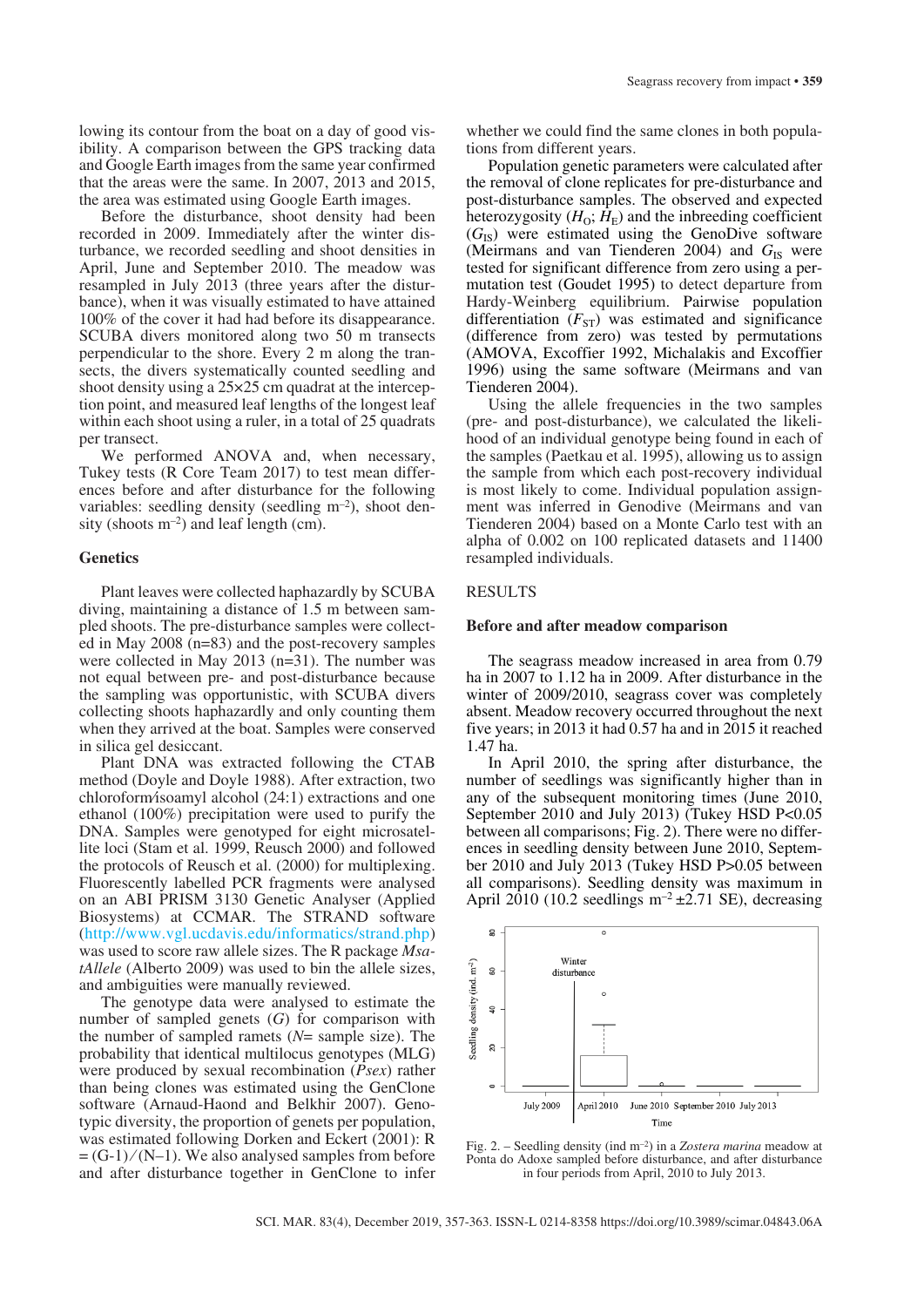lowing its contour from the boat on a day of good visibility. A comparison between the GPS tracking data and Google Earth images from the same year confirmed that the areas were the same. In 2007, 2013 and 2015, the area was estimated using Google Earth images.

Before the disturbance, shoot density had been recorded in 2009. Immediately after the winter disturbance, we recorded seedling and shoot densities in April, June and September 2010. The meadow was resampled in July 2013 (three years after the disturbance), when it was visually estimated to have attained 100% of the cover it had had before its disappearance. SCUBA divers monitored along two 50 m transects perpendicular to the shore. Every 2 m along the transects, the divers systematically counted seedling and shoot density using a 25×25 cm quadrat at the interception point, and measured leaf lengths of the longest leaf within each shoot using a ruler, in a total of 25 quadrats per transect.

We performed ANOVA and, when necessary, Tukey tests (R Core Team 2017) to test mean differences before and after disturbance for the following variables: seedling density (seedling $m^{-2}$), shoot density (shoots $m^{-2}$) and leaf length (cm).

## Genetics

Plant leaves were collected haphazardly by SCUBA diving, maintaining a distance of 1.5 m between sampled shoots. The pre-disturbance samples were collected in May 2008 (n=83) and the post-recovery samples were collected in May 2013 (n=31). The number was not equal between pre- and post-disturbance because the sampling was opportunistic, with SCUBA divers collecting shoots haphazardly and only counting them when they arrived at the boat. Samples were conserved in silica gel desiccant.

Plant DNA was extracted following the CTAB method (Doyle and Doyle 1988). After extraction, two chloroform⁄isoamyl alcohol (24:1) extractions and one ethanol (100%) precipitation were used to purify the DNA. Samples were genotyped for eight microsatellite loci (Stam et al. 1999, Reusch 2000) and followed the protocols of Reusch et al. (2000) for multiplexing. Fluorescently labelled PCR fragments were analysed on an ABI PRISM 3130 Genetic Analyser (Applied Biosystems) at CCMAR. The STRAND software (http://www.vgl.ucdavis.edu/informatics/strand.php) was used to score raw allele sizes. The R package *MsatAllele* (Alberto 2009) was used to bin the allele sizes, and ambiguities were manually reviewed.

The genotype data were analysed to estimate the number of sampled genets ($G$) for comparison with the number of sampled ramets ($N$= sample size). The probability that identical multilocus genotypes (MLG) were produced by sexual recombination ($Psex$) rather than being clones was estimated using the GenClone software (Arnaud-Haond and Belkhir 2007). Genotypic diversity, the proportion of genets per population, was estimated following Dorken and Eckert (2001): $R = (G\text{-}1)/(N\text{–}1)$. We also analysed samples from before and after disturbance together in GenClone to infer whether we could find the same clones in both populations from different years.

Population genetic parameters were calculated after the removal of clone replicates for pre-disturbance and post-disturbance samples. The observed and expected heterozygosity ($H_O$; $H_E$) and the inbreeding coefficient ($G_{IS}$) were estimated using the GenoDive software (Meirmans and van Tienderen 2004) and $G_{IS}$ were tested for significant difference from zero using a permutation test (Goudet 1995) to detect departure from Hardy-Weinberg equilibrium. Pairwise population differentiation ($F_{ST}$) was estimated and significance (difference from zero) was tested by permutations (AMOVA, Excoffier 1992, Michalakis and Excoffier 1996) using the same software (Meirmans and van Tienderen 2004).

Using the allele frequencies in the two samples (pre- and post-disturbance), we calculated the likelihood of an individual genotype being found in each of the samples (Paetkau et al. 1995), allowing us to assign the sample from which each post-recovery individual is most likely to come. Individual population assignment was inferred in Genodive (Meirmans and van Tienderen 2004) based on a Monte Carlo test with an alpha of 0.002 on 100 replicated datasets and 11400 resampled individuals.

## RESULTS

### Before and after meadow comparison

The seagrass meadow increased in area from 0.79 ha in 2007 to 1.12 ha in 2009. After disturbance in the winter of 2009/2010, seagrass cover was completely absent. Meadow recovery occurred throughout the next five years; in 2013 it had 0.57 ha and in 2015 it reached 1.47 ha.

In April 2010, the spring after disturbance, the number of seedlings was significantly higher than in any of the subsequent monitoring times (June 2010, September 2010 and July 2013) (Tukey HSD P<0.05 between all comparisons; Fig. 2). There were no differences in seedling density between June 2010, September 2010 and July 2013 (Tukey HSD P>0.05 between all comparisons). Seedling density was maximum in April 2010 (10.2 seedlings $m^{-2}$ ±2.71 SE), decreasing

Fig. 2. – Seedling density (ind $m^{-2}$) in a *Zostera marina* meadow at Ponta do Adoxe sampled before disturbance, and after disturbance in four periods from April, 2010 to July 2013.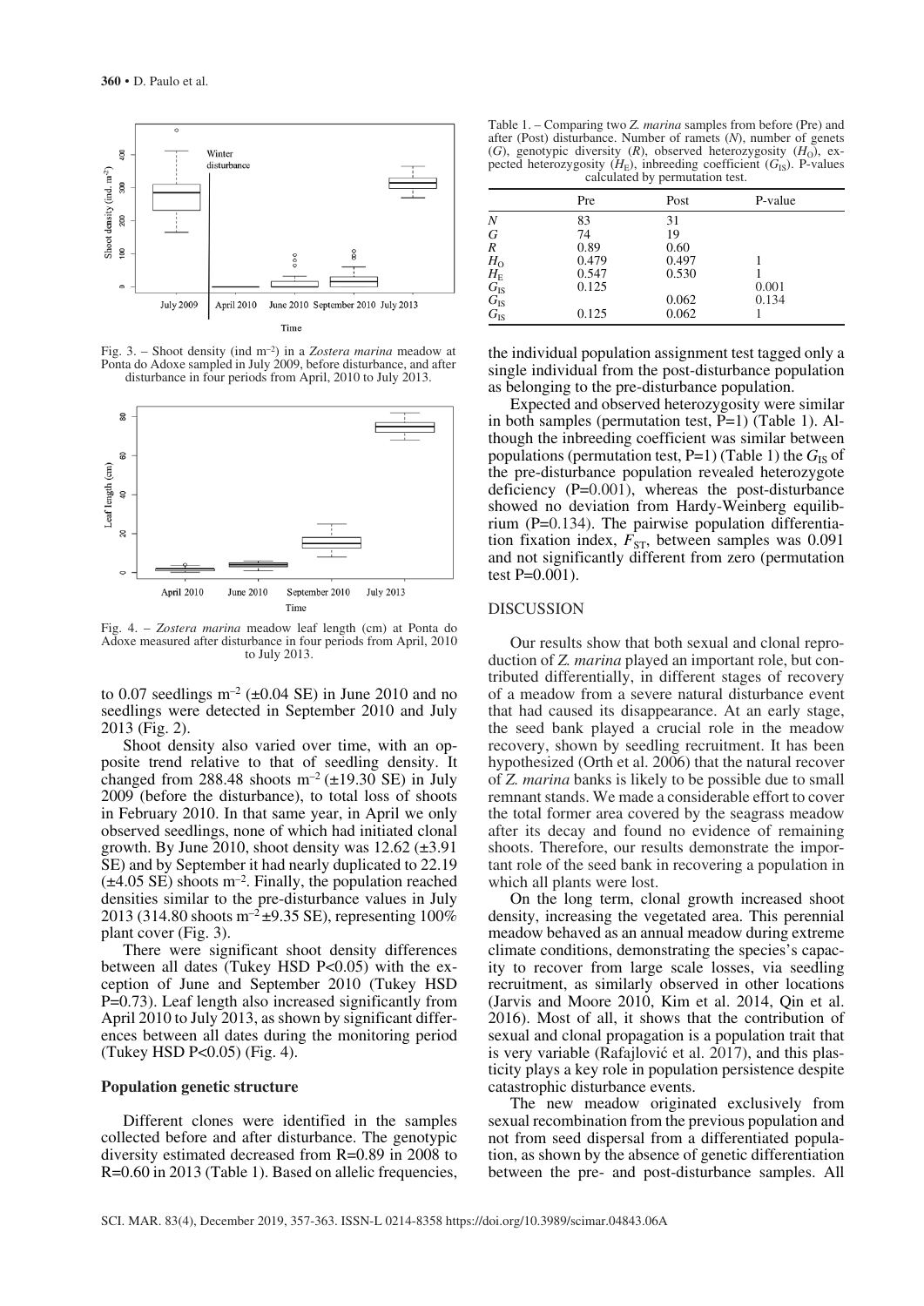Fig. 3. – Shoot density (ind $m^{-2}$) in a *Zostera marina* meadow at Ponta do Adoxe sampled in July 2009, before disturbance, and after disturbance in four periods from April, 2010 to July 2013.

Fig. 4. – *Zostera marina* meadow leaf length (cm) at Ponta do Adoxe measured after disturbance in four periods from April, 2010 to July 2013.

to 0.07 seedlings $m^{-2}$ (±0.04 SE) in June 2010 and no seedlings were detected in September 2010 and July 2013 (Fig. 2).

Shoot density also varied over time, with an opposite trend relative to that of seedling density. It changed from 288.48 shoots $m^{-2}$ (±19.30 SE) in July 2009 (before the disturbance), to total loss of shoots in February 2010. In that same year, in April we only observed seedlings, none of which had initiated clonal growth. By June 2010, shoot density was 12.62 (±3.91 SE) and by September it had nearly duplicated to 22.19 (±4.05 SE) shoots $m^{-2}$. Finally, the population reached densities similar to the pre-disturbance values in July 2013 (314.80 shoots $m^{-2}$ ±9.35 SE), representing 100% plant cover (Fig. 3).

There were significant shoot density differences between all dates (Tukey HSD P<0.05) with the exception of June and September 2010 (Tukey HSD P=0.73). Leaf length also increased significantly from April 2010 to July 2013, as shown by significant differences between all dates during the monitoring period (Tukey HSD P<0.05) (Fig. 4).

### Population genetic structure

Different clones were identified in the samples collected before and after disturbance. The genotypic diversity estimated decreased from R=0.89 in 2008 to R=0.60 in 2013 (Table 1). Based on allelic frequencies, the individual population assignment test tagged only a single individual from the post-disturbance population as belonging to the pre-disturbance population.

Table 1. – Comparing two *Z. marina* samples from before (Pre) and after (Post) disturbance. Number of ramets (*N*), number of genets (*G*), genotypic diversity (*R*), observed heterozygosity ($H_O$), expected heterozygosity ($H_E$), inbreeding coefficient ($G_{IS}$). P-values calculated by permutation test.

| | Pre | Post | P-value |
|---|---|---|---|
| $N$ | 83 | 31 | |
| $G$ | 74 | 19 | |
| $R$ | 0.89 | 0.60 | |
| $H_O$ | 0.479 | 0.497 | 1 |
| $H_E$ | 0.547 | 0.530 | 1 |
| $G_{IS}$ | 0.125 | | 0.001 |
| $G_{IS}$ | | 0.062 | 0.134 |
| $G_{IS}$ | 0.125 | 0.062 | 1 |

Expected and observed heterozygosity were similar in both samples (permutation test, P=1) (Table 1). Although the inbreeding coefficient was similar between populations (permutation test, P=1) (Table 1) the $G_{IS}$ of the pre-disturbance population revealed heterozygote deficiency (P=0.001), whereas the post-disturbance showed no deviation from Hardy-Weinberg equilibrium (P=0.134). The pairwise population differentiation fixation index, $F_{ST}$, between samples was 0.091 and not significantly different from zero (permutation test P=0.001).

## DISCUSSION

Our results show that both sexual and clonal reproduction of *Z. marina* played an important role, but contributed differentially, in different stages of recovery of a meadow from a severe natural disturbance event that had caused its disappearance. At an early stage, the seed bank played a crucial role in the meadow recovery, shown by seedling recruitment. It has been hypothesized (Orth et al. 2006) that the natural recover of *Z. marina* banks is likely to be possible due to small remnant stands. We made a considerable effort to cover the total former area covered by the seagrass meadow after its decay and found no evidence of remaining shoots. Therefore, our results demonstrate the important role of the seed bank in recovering a population in which all plants were lost.

On the long term, clonal growth increased shoot density, increasing the vegetated area. This perennial meadow behaved as an annual meadow during extreme climate conditions, demonstrating the species's capacity to recover from large scale losses, via seedling recruitment, as similarly observed in other locations (Jarvis and Moore 2010, Kim et al. 2014, Qin et al. 2016). Most of all, it shows that the contribution of sexual and clonal propagation is a population trait that is very variable (Rafajlović et al. 2017), and this plasticity plays a key role in population persistence despite catastrophic disturbance events.

The new meadow originated exclusively from sexual recombination from the previous population and not from seed dispersal from a differentiated population, as shown by the absence of genetic differentiation between the pre- and post-disturbance samples. All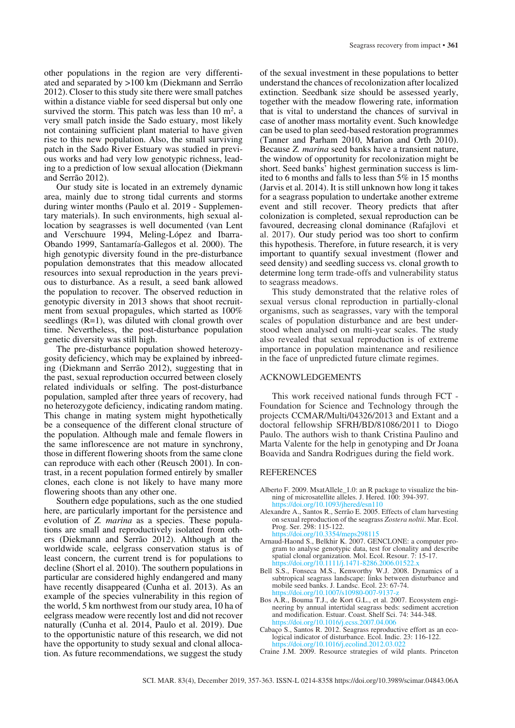other populations in the region are very differentiated and separated by >100 km (Diekmann and Serrão 2012). Closer to this study site there were small patches within a distance viable for seed dispersal but only one survived the storm. This patch was less than 10 m$^2$, a very small patch inside the Sado estuary, most likely not containing sufficient plant material to have given rise to this new population. Also, the small surviving patch in the Sado River Estuary was studied in previous works and had very low genotypic richness, leading to a prediction of low sexual allocation (Diekmann and Serrão 2012).

Our study site is located in an extremely dynamic area, mainly due to strong tidal currents and storms during winter months (Paulo et al. 2019 - Supplementary materials). In such environments, high sexual allocation by seagrasses is well documented (van Lent and Verschuure 1994, Meling-López and Ibarra-Obando 1999, Santamaría-Gallegos et al. 2000). The high genotypic diversity found in the pre-disturbance population demonstrates that this meadow allocated resources into sexual reproduction in the years previous to disturbance. As a result, a seed bank allowed the population to recover. The observed reduction in genotypic diversity in 2013 shows that shoot recruitment from sexual propagules, which started as 100% seedlings (R=1), was diluted with clonal growth over time. Nevertheless, the post-disturbance population genetic diversity was still high.

The pre-disturbance population showed heterozygosity deficiency, which may be explained by inbreeding (Diekmann and Serrão 2012), suggesting that in the past, sexual reproduction occurred between closely related individuals or selfing. The post-disturbance population, sampled after three years of recovery, had no heterozygote deficiency, indicating random mating. This change in mating system might hypothetically be a consequence of the different clonal structure of the population. Although male and female flowers in the same inflorescence are not mature in synchrony, those in different flowering shoots from the same clone can reproduce with each other (Reusch 2001). In contrast, in a recent population formed entirely by smaller clones, each clone is not likely to have many more flowering shoots than any other one.

Southern edge populations, such as the one studied here, are particularly important for the persistence and evolution of *Z. marina* as a species. These populations are small and reproductively isolated from others (Diekmann and Serrão 2012). Although at the worldwide scale, eelgrass conservation status is of least concern, the current trend is for populations to decline (Short el al. 2010). The southern populations in particular are considered highly endangered and many have recently disappeared (Cunha et al. 2013). As an example of the species vulnerability in this region of the world, 5 km northwest from our study area, 10 ha of eelgrass meadow were recently lost and did not recover naturally (Cunha et al. 2014, Paulo et al. 2019). Due to the opportunistic nature of this research, we did not have the opportunity to study sexual and clonal allocation. As future recommendations, we suggest the study of the sexual investment in these populations to better understand the chances of recolonization after localized extinction. Seedbank size should be assessed yearly, together with the meadow flowering rate, information that is vital to understand the chances of survival in case of another mass mortality event. Such knowledge can be used to plan seed-based restoration programmes (Tanner and Parham 2010, Marion and Orth 2010). Because *Z. marina* seed banks have a transient nature, the window of opportunity for recolonization might be short. Seed banks' highest germination success is limited to 6 months and falls to less than 5% in 15 months (Jarvis et al. 2014). It is still unknown how long it takes for a seagrass population to undertake another extreme event and still recover. Theory predicts that after colonization is completed, sexual reproduction can be favoured, decreasing clonal dominance (Rafajlovi et al. 2017). Our study period was too short to confirm this hypothesis. Therefore, in future research, it is very important to quantify sexual investment (flower and seed density) and seedling success vs. clonal growth to determine long term trade-offs and vulnerability status to seagrass meadows.

This study demonstrated that the relative roles of sexual versus clonal reproduction in partially-clonal organisms, such as seagrasses, vary with the temporal scales of population disturbance and are best understood when analysed on multi-year scales. The study also revealed that sexual reproduction is of extreme importance in population maintenance and resilience in the face of unpredicted future climate regimes.

## ACKNOWLEDGEMENTS

This work received national funds through FCT - Foundation for Science and Technology through the projects CCMAR/Multi/04326/2013 and Extant and a doctoral fellowship SFRH/BD/81086/2011 to Diogo Paulo. The authors wish to thank Cristina Paulino and Marta Valente for the help in genotyping and Dr Joana Boavida and Sandra Rodrigues during the field work.

## REFERENCES

Alberto F. 2009. MsatAllele_1.0: an R package to visualize the binning of microsatellite alleles. J. Hered. 100: 394-397. https://doi.org/10.1093/jhered/esn110

Alexandre A., Santos R., Serrão E. 2005. Effects of clam harvesting on sexual reproduction of the seagrass *Zostera noltii*. Mar. Ecol. Prog. Ser. 298: 115-122. https://doi.org/10.3354/meps298115

Arnaud-Haond S., Belkhir K. 2007. GENCLONE: a computer program to analyse genotypic data, test for clonality and describe spatial clonal organization. Mol. Ecol. Resour. 7: 15-17. https://doi.org/10.1111/j.1471-8286.2006.01522.x

Bell S.S., Fonseca M.S., Kenworthy W.J. 2008. Dynamics of a subtropical seagrass landscape: links between disturbance and mobile seed banks. J. Landsc. Ecol. 23: 67-74. https://doi.org/10.1007/s10980-007-9137-z

Bos A.R., Bouma T.J., de Kort G.L., et al. 2007. Ecosystem engineering by annual intertidal seagrass beds: sediment accretion and modification. Estuar. Coast. Shelf Sci. 74: 344-348. https://doi.org/10.1016/j.ecss.2007.04.006

Cabaço S., Santos R. 2012. Seagrass reproductive effort as an ecological indicator of disturbance. Ecol. Indic. 23: 116-122. https://doi.org/10.1016/j.ecolind.2012.03.022

Craine J.M. 2009. Resource strategies of wild plants. Princeton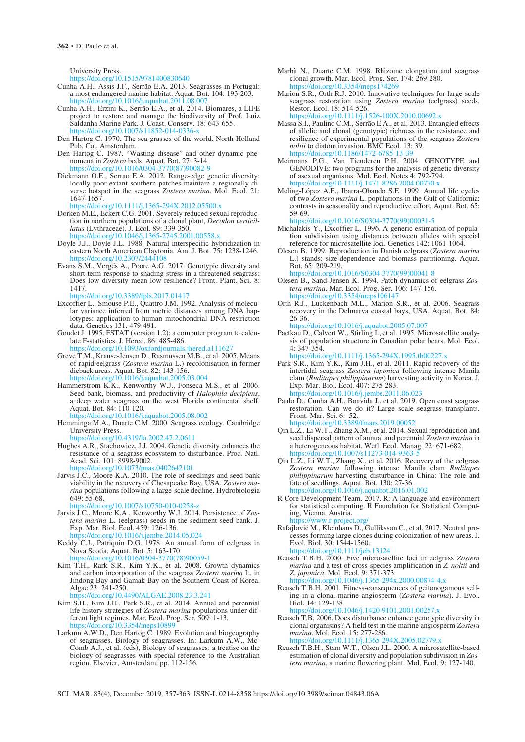University Press.
https://doi.org/10.1515/9781400830640

Cunha A.H., Assis J.F., Serrão E.A. 2013. Seagrasses in Portugal: a most endangered marine habitat. Aquat. Bot. 104: 193-203. https://doi.org/10.1016/j.aquabot.2011.08.007

Cunha A.H., Erzini K., Serrão E.A., et al. 2014. Biomares, a LIFE project to restore and manage the biodiversity of Prof. Luiz Saldanha Marine Park. J. Coast. Conserv. 18: 643-655. https://doi.org/10.1007/s11852-014-0336-x

Den Hartog C. 1970. The sea-grasses of the world. North-Holland Pub. Co., Amsterdam.

Den Hartog C. 1987. "Wasting disease" and other dynamic phenomena in *Zostera* beds. Aquat. Bot. 27: 3-14 https://doi.org/10.1016/0304-3770(87)90082-9

Diekmann O.E., Serrao E.A. 2012. Range-edge genetic diversity: locally poor extant southern patches maintain a regionally diverse hotspot in the seagrass *Zostera marina*. Mol. Ecol. 21: 1647-1657.
https://doi.org/10.1111/j.1365-294X.2012.05500.x

Dorken M.E., Eckert C.G. 2001. Severely reduced sexual reproduction in northern populations of a clonal plant, *Decodon verticillatus* (Lythraceae). J. Ecol. 89: 339-350.
https://doi.org/10.1046/j.1365-2745.2001.00558.x

Doyle J.J., Doyle J.L. 1988. Natural interspecific hybridization in eastern North American Claytonia. Am. J. Bot. 75: 1238-1246. https://doi.org/10.2307/2444108

Evans S.M., Vergés A., Poore A.G. 2017. Genotypic diversity and short-term response to shading stress in a threatened seagrass: Does low diversity mean low resilience? Front. Plant. Sci. 8: 1417.
https://doi.org/10.3389/fpls.2017.01417

Excoffier L., Smouse P.E., Quattro J.M. 1992. Analysis of molecular variance inferred from metric distances among DNA haplotypes: application to human mitochondrial DNA restriction data. Genetics 131: 479-491.

Goudet J. 1995. FSTAT (version 1.2): a computer program to calculate F-statistics. J. Hered. 86: 485-486.
https://doi.org/10.1093/oxfordjournals.jhered.a111627

Greve T.M., Krause-Jensen D., Rasmussen M.B., et al. 2005. Means of rapid eelgrass (*Zostera marina* L.) recolonisation in former dieback areas. Aquat. Bot. 82: 143-156.
https://doi.org/10.1016/j.aquabot.2005.03.004

Hammerstrom K.K., Kenworthy W.J., Fonseca M.S., et al. 2006. Seed bank, biomass, and productivity of *Halophila decipiens*, a deep water seagrass on the west Florida continental shelf. Aquat. Bot. 84: 110-120.
https://doi.org/10.1016/j.aquabot.2005.08.002

Hemminga M.A., Duarte C.M. 2000. Seagrass ecology. Cambridge University Press.
https://doi.org/10.4319/lo.2002.47.2.0611

Hughes A.R., Stachowicz J.J. 2004. Genetic diversity enhances the resistance of a seagrass ecosystem to disturbance. Proc. Natl. Acad. Sci. 101: 8998-9002.
https://doi.org/10.1073/pnas.0402642101

Jarvis J.C., Moore K.A. 2010. The role of seedlings and seed bank viability in the recovery of Chesapeake Bay, USA, *Zostera marina* populations following a large-scale decline. Hydrobiologia 649: 55-68.
https://doi.org/10.1007/s10750-010-0258-z

Jarvis J.C., Moore K.A., Kenworthy W.J. 2014. Persistence of *Zostera marina* L. (eelgrass) seeds in the sediment seed bank. J. Exp. Mar. Biol. Ecol. 459: 126-136.
https://doi.org/10.1016/j.jembe.2014.05.024

Keddy C.J., Patriquin D.G. 1978. An annual form of eelgrass in Nova Scotia. Aquat. Bot. 5: 163-170.
https://doi.org/10.1016/0304-3770(78)90059-1

Kim T.H., Rark S.R., Kim Y.K., et al. 2008. Growth dynamics and carbon incorporation of the seagrass *Zostera marina* L. in Jindong Bay and Gamak Bay on the Southern Coast of Korea. Algae 23: 241-250.
https://doi.org/10.4490/ALGAE.2008.23.3.241

Kim S.H., Kim J.H., Park S.R., et al. 2014. Annual and perennial life history strategies of *Zostera marina* populations under different light regimes. Mar. Ecol. Prog. Ser. 509: 1-13.
https://doi.org/10.3354/meps10899

Larkum A.W.D., Den Hartog C. 1989. Evolution and biogeography of seagrasses. Biology of seagrasses. In: Larkum A.W., McComb A.J., et al. (eds), Biology of seagrasses: a treatise on the biology of seagrasses with special reference to the Australian region. Elsevier, Amsterdam, pp. 112-156.

Marbà N., Duarte C.M. 1998. Rhizome elongation and seagrass clonal growth. Mar. Ecol. Prog. Ser. 174: 269-280.
https://doi.org/10.3354/meps174269

Marion S.R., Orth R.J. 2010. Innovative techniques for large-scale seagrass restoration using *Zostera marina* (eelgrass) seeds. Restor. Ecol. 18: 514-526.
https://doi.org/10.1111/j.1526-100X.2010.00692.x

Massa S.I., Paulino C.M., Serrão E.A., et al. 2013. Entangled effects of allelic and clonal (genotypic) richness in the resistance and resilience of experimental populations of the seagrass *Zostera noltii* to diatom invasion. BMC Ecol. 13: 39.
https://doi.org/10.1186/1472-6785-13-39

Meirmans P.G., Van Tienderen P.H. 2004. GENOTYPE and GENODIVE: two programs for the analysis of genetic diversity of asexual organisms. Mol. Ecol. Notes 4: 792-794.
https://doi.org/10.1111/j.1471-8286.2004.00770.x

Meling-López A.E., Ibarra-Obando S.E. 1999. Annual life cycles of two *Zostera marina* L. populations in the Gulf of California: contrasts in seasonality and reproductive effort. Aquat. Bot. 65: 59-69.
https://doi.org/10.1016/S0304-3770(99)00031-5

Michalakis Y., Excoffier L. 1996. A generic estimation of population subdivision using distances between alleles with special reference for microsatellite loci. Genetics 142: 1061-1064.

Olesen B. 1999. Reproduction in Danish eelgrass (*Zostera marina* L.) stands: size-dependence and biomass partitioning. Aquat. Bot. 65: 209-219.
https://doi.org/10.1016/S0304-3770(99)00041-8

Olesen B., Sand-Jensen K. 1994. Patch dynamics of eelgrass *Zostera marina*. Mar. Ecol. Prog. Ser. 106: 147-156.
https://doi.org/10.3354/meps106147

Orth R.J., Luckenbach M.L., Marion S.R., et al. 2006. Seagrass recovery in the Delmarva coastal bays, USA. Aquat. Bot. 84: 26-36.
https://doi.org/10.1016/j.aquabot.2005.07.007

Paetkau D., Calvert W., Stirling I., et al. 1995. Microsatellite analysis of population structure in Canadian polar bears. Mol. Ecol. 4: 347-354.
https://doi.org/10.1111/j.1365-294X.1995.tb00227.x

Park S.R., Kim Y.K., Kim J.H., et al. 2011. Rapid recovery of the intertidal seagrass *Zostera japonica* following intense Manila clam (*Ruditapes philippinarum*) harvesting activity in Korea. J. Exp. Mar. Biol. Ecol. 407: 275-283.
https://doi.org/10.1016/j.jembe.2011.06.023

Paulo D., Cunha A.H., Boavida J., et al. 2019. Open coast seagrass restoration. Can we do it? Large scale seagrass transplants. Front. Mar. Sci. 6: 52.
https://doi.org/10.3389/fmars.2019.00052

Qin L.Z., Li W.T., Zhang X.M., et al. 2014. Sexual reproduction and seed dispersal pattern of annual and perennial *Zostera marina* in a heterogeneous habitat. Wetl. Ecol. Manag. 22: 671-682.
https://doi.org/10.1007/s11273-014-9363-5

Qin L.Z., Li W.T., Zhang X., et al. 2016. Recovery of the eelgrass *Zostera marina* following intense Manila clam *Ruditapes philippinarum* harvesting disturbance in China: The role and fate of seedlings. Aquat. Bot. 130: 27-36.
https://doi.org/10.1016/j.aquabot.2016.01.002

R Core Development Team. 2017. R: A language and environment for statistical computing. R Foundation for Statistical Computing, Vienna, Austria.
https://www.r-project.org/

Rafajlović M., Kleinhans D., Gulliksson C., et al. 2017. Neutral processes forming large clones during colonization of new areas. J. Evol. Biol. 30: 1544-1560.
https://doi.org/10.1111/jeb.13124

Reusch T.B.H. 2000. Five microsatellite loci in eelgrass *Zostera marina* and a test of cross-species amplification in *Z. noltii* and *Z. japonica*. Mol. Ecol. 9: 371-373.
https://doi.org/10.1046/j.1365-294x.2000.00874-4.x

Reusch T.B.H. 2001. Fitness-consequences of geitonogamous selfing in a clonal marine angiosperm (*Zostera marina*). J. Evol. Biol. 14: 129-138.
https://doi.org/10.1046/j.1420-9101.2001.00257.x

Reusch T.B. 2006. Does disturbance enhance genotypic diversity in clonal organisms? A field test in the marine angiosperm *Zostera marina*. Mol. Ecol. 15: 277-286.
https://doi.org/10.1111/j.1365-294X.2005.02779.x

Reusch T.B.H., Stam W.T., Olsen J.L. 2000. A microsatellite-based estimation of clonal diversity and population subdivision in *Zostera marina*, a marine flowering plant. Mol. Ecol. 9: 127-140.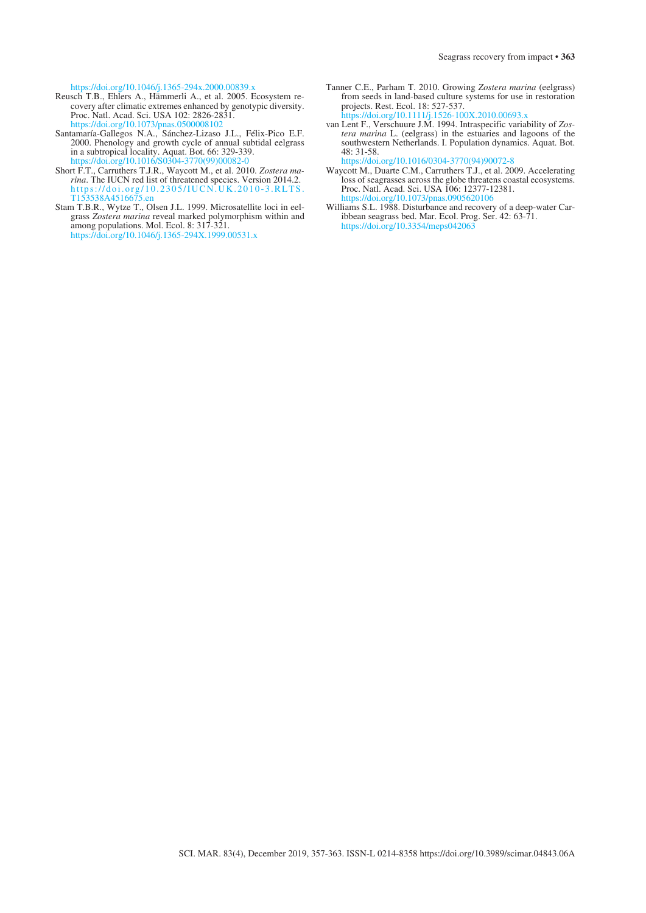https://doi.org/10.1046/j.1365-294x.2000.00839.x

Reusch T.B., Ehlers A., Hämmerli A., et al. 2005. Ecosystem recovery after climatic extremes enhanced by genotypic diversity. Proc. Natl. Acad. Sci. USA 102: 2826-2831. https://doi.org/10.1073/pnas.0500008102

Santamaría-Gallegos N.A., Sánchez-Lizaso J.L., Félix-Pico E.F. 2000. Phenology and growth cycle of annual subtidal eelgrass in a subtropical locality. Aquat. Bot. 66: 329-339. https://doi.org/10.1016/S0304-3770(99)00082-0

Short F.T., Carruthers T.J.R., Waycott M., et al. 2010. *Zostera marina*. The IUCN red list of threatened species. Version 2014.2. https://doi.org/10.2305/IUCN.UK.2010-3.RLTS.T153538A4516675.en

Stam T.B.R., Wytze T., Olsen J.L. 1999. Microsatellite loci in eelgrass *Zostera marina* reveal marked polymorphism within and among populations. Mol. Ecol. 8: 317-321. https://doi.org/10.1046/j.1365-294X.1999.00531.x

Tanner C.E., Parham T. 2010. Growing *Zostera marina* (eelgrass) from seeds in land-based culture systems for use in restoration projects. Rest. Ecol. 18: 527-537. https://doi.org/10.1111/j.1526-100X.2010.00693.x

van Lent F., Verschuure J.M. 1994. Intraspecific variability of *Zostera marina* L. (eelgrass) in the estuaries and lagoons of the southwestern Netherlands. I. Population dynamics. Aquat. Bot. 48: 31-58. https://doi.org/10.1016/0304-3770(94)90072-8

Waycott M., Duarte C.M., Carruthers T.J., et al. 2009. Accelerating loss of seagrasses across the globe threatens coastal ecosystems. Proc. Natl. Acad. Sci. USA 106: 12377-12381. https://doi.org/10.1073/pnas.0905620106

Williams S.L. 1988. Disturbance and recovery of a deep-water Caribbean seagrass bed. Mar. Ecol. Prog. Ser. 42: 63-71. https://doi.org/10.3354/meps042063